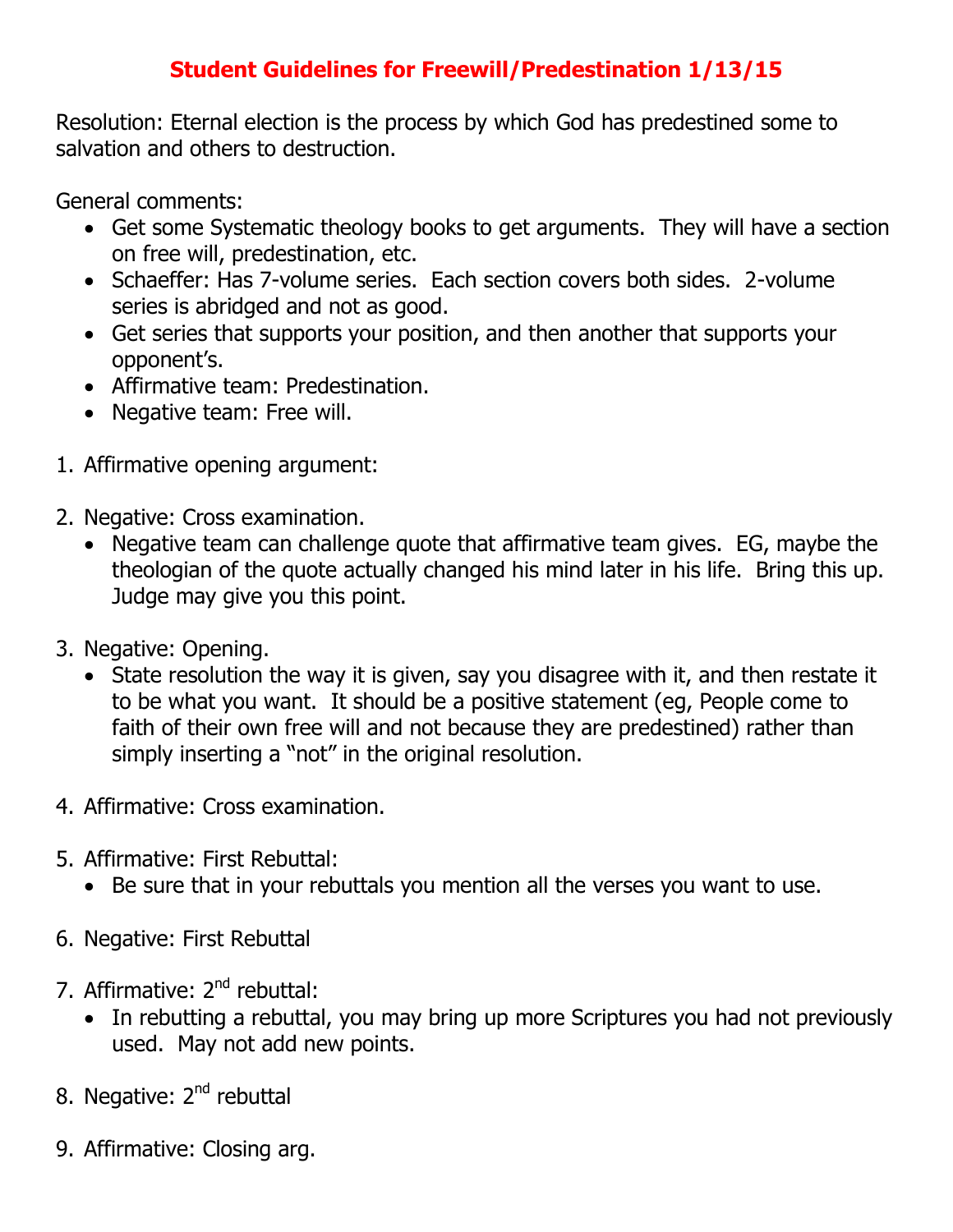# Student Guidelines for Freewill/Predestination 1/13/15

Resolution: Eternal election is the process by which God has predestined some to salvation and others to destruction.

General comments:

- Get some Systematic theology books to get arguments. They will have a section on free will, predestination, etc.
- Schaeffer: Has 7-volume series. Each section covers both sides. 2-volume series is abridged and not as good.
- Get series that supports your position, and then another that supports your opponent's.
- Affirmative team: Predestination.
- Negative team: Free will.

1. Affirmative opening argument:

2. Negative: Cross examination.
   - Negative team can challenge quote that affirmative team gives. EG, maybe the theologian of the quote actually changed his mind later in his life. Bring this up. Judge may give you this point.

3. Negative: Opening.
   - State resolution the way it is given, say you disagree with it, and then restate it to be what you want. It should be a positive statement (eg, People come to faith of their own free will and not because they are predestined) rather than simply inserting a "not" in the original resolution.

4. Affirmative: Cross examination.

5. Affirmative: First Rebuttal:
   - Be sure that in your rebuttals you mention all the verses you want to use.

6. Negative: First Rebuttal

7. Affirmative: 2nd rebuttal:
   - In rebutting a rebuttal, you may bring up more Scriptures you had not previously used. May not add new points.

8. Negative: 2nd rebuttal

9. Affirmative: Closing arg.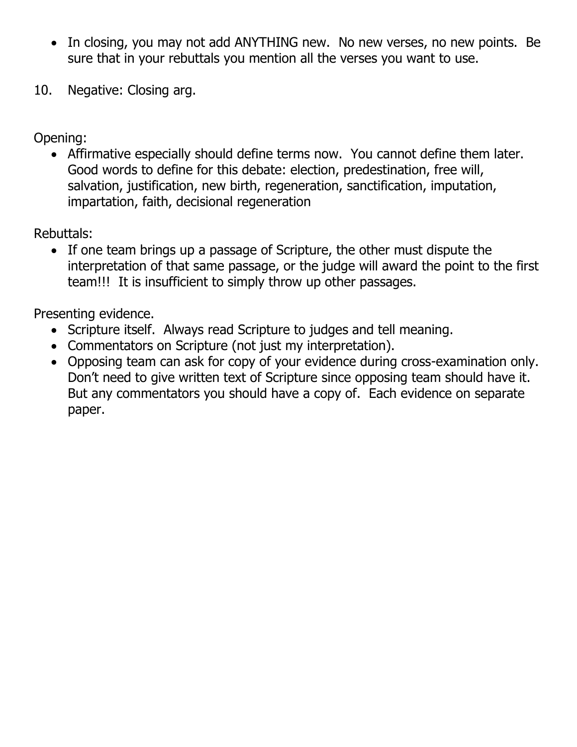- In closing, you may not add ANYTHING new. No new verses, no new points. Be sure that in your rebuttals you mention all the verses you want to use.

10. Negative: Closing arg.

Opening:

- Affirmative especially should define terms now. You cannot define them later. Good words to define for this debate: election, predestination, free will, salvation, justification, new birth, regeneration, sanctification, imputation, impartation, faith, decisional regeneration

Rebuttals:

- If one team brings up a passage of Scripture, the other must dispute the interpretation of that same passage, or the judge will award the point to the first team!!! It is insufficient to simply throw up other passages.

Presenting evidence.

- Scripture itself. Always read Scripture to judges and tell meaning.
- Commentators on Scripture (not just my interpretation).
- Opposing team can ask for copy of your evidence during cross-examination only. Don't need to give written text of Scripture since opposing team should have it. But any commentators you should have a copy of. Each evidence on separate paper.